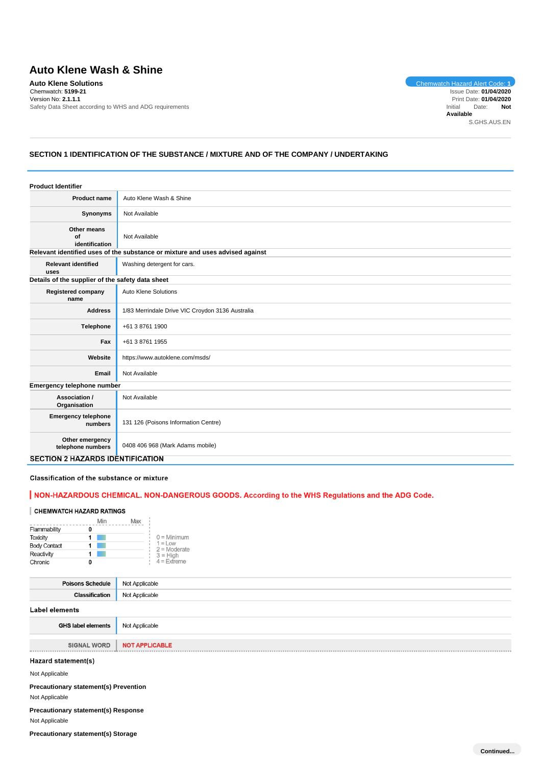# Auto Klene Wash & Shine

**Auto Klene Solutions**

Chemwatch: **5199-21**
Version No: **2.1.1.1**
Safety Data Sheet according to WHS and ADG requirements

Chemwatch Hazard Alert Code: **1**
Issue Date: **01/04/2020**
Print Date: **01/04/2020**
Initial Date: **Not Available**
S.GHS.AUS.EN

## SECTION 1 IDENTIFICATION OF THE SUBSTANCE / MIXTURE AND OF THE COMPANY / UNDERTAKING

### Product Identifier

| | |
|---|---|
| **Product name** | Auto Klene Wash & Shine |
| **Synonyms** | Not Available |
| **Other means of identification** | Not Available |

### Relevant identified uses of the substance or mixture and uses advised against

| | |
|---|---|
| **Relevant identified uses** | Washing detergent for cars. |

### Details of the supplier of the safety data sheet

| | |
|---|---|
| **Registered company name** | Auto Klene Solutions |
| **Address** | 1/83 Merrindale Drive VIC Croydon 3136 Australia |
| **Telephone** | +61 3 8761 1900 |
| **Fax** | +61 3 8761 1955 |
| **Website** | https://www.autoklene.com/msds/ |
| **Email** | Not Available |

### Emergency telephone number

| | |
|---|---|
| **Association / Organisation** | Not Available |
| **Emergency telephone numbers** | 131 126 (Poisons Information Centre) |
| **Other emergency telephone numbers** | 0408 406 968 (Mark Adams mobile) |

## SECTION 2 HAZARDS IDENTIFICATION

### Classification of the substance or mixture

**NON-HAZARDOUS CHEMICAL. NON-DANGEROUS GOODS. According to the WHS Regulations and the ADG Code.**

**CHEMWATCH HAZARD RATINGS**

| | Rating (Min–Max) |
|---|---|
| Flammability | 0 |
| Toxicity | 1 |
| Body Contact | 1 |
| Reactivity | 1 |
| Chronic | 0 |

0 = Minimum
1 = Low
2 = Moderate
3 = High
4 = Extreme

| | |
|---|---|
| **Poisons Schedule** | Not Applicable |
| **Classification** | Not Applicable |

### Label elements

| | |
|---|---|
| **GHS label elements** | Not Applicable |
| **SIGNAL WORD** | **NOT APPLICABLE** |

### Hazard statement(s)

Not Applicable

### Precautionary statement(s) Prevention

Not Applicable

### Precautionary statement(s) Response

Not Applicable

### Precautionary statement(s) Storage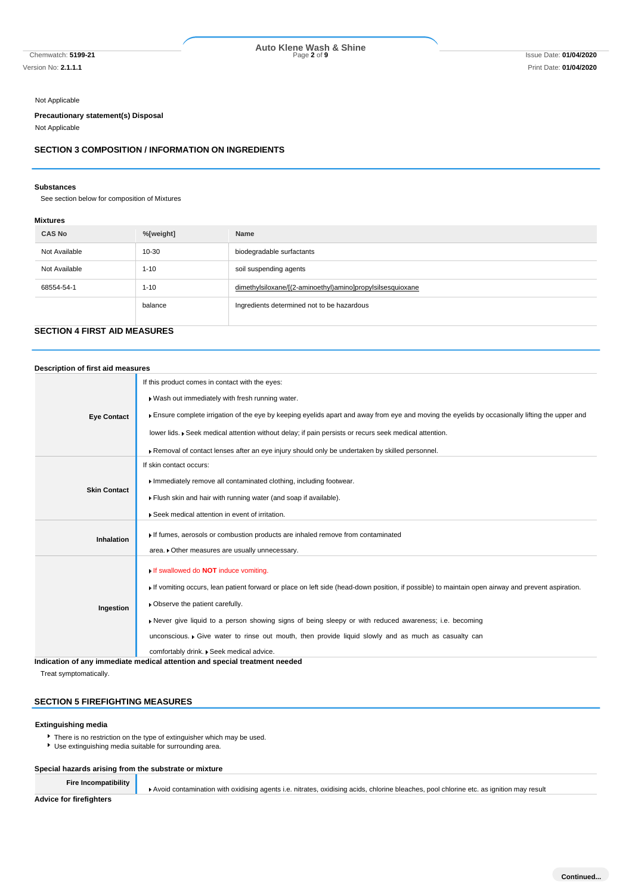Not Applicable

**Precautionary statement(s) Disposal**

Not Applicable

## SECTION 3 COMPOSITION / INFORMATION ON INGREDIENTS

### Substances

See section below for composition of Mixtures

### Mixtures

| CAS No | %[weight] | Name |
|---|---|---|
| Not Available | 10-30 | biodegradable surfactants |
| Not Available | 1-10 | soil suspending agents |
| 68554-54-1 | 1-10 | dimethylsiloxane/[(2-aminoethyl)amino]propylsilsesquioxane |
| | balance | Ingredients determined not to be hazardous |

## SECTION 4 FIRST AID MEASURES

### Description of first aid measures

| | |
|---|---|
| **Eye Contact** | If this product comes in contact with the eyes:<br>▸ Wash out immediately with fresh running water.<br>▸ Ensure complete irrigation of the eye by keeping eyelids apart and away from eye and moving the eyelids by occasionally lifting the upper and lower lids. ▸ Seek medical attention without delay; if pain persists or recurs seek medical attention.<br>▸ Removal of contact lenses after an eye injury should only be undertaken by skilled personnel. |
| **Skin Contact** | If skin contact occurs:<br>▸ Immediately remove all contaminated clothing, including footwear.<br>▸ Flush skin and hair with running water (and soap if available).<br>▸ Seek medical attention in event of irritation. |
| **Inhalation** | ▸ If fumes, aerosols or combustion products are inhaled remove from contaminated area. ▸ Other measures are usually unnecessary. |
| **Ingestion** | ▸ If swallowed do **NOT** induce vomiting.<br>▸ If vomiting occurs, lean patient forward or place on left side (head-down position, if possible) to maintain open airway and prevent aspiration.<br>▸ Observe the patient carefully.<br>▸ Never give liquid to a person showing signs of being sleepy or with reduced awareness; i.e. becoming unconscious. ▸ Give water to rinse out mouth, then provide liquid slowly and as much as casualty can comfortably drink. ▸ Seek medical advice. |

### Indication of any immediate medical attention and special treatment needed

Treat symptomatically.

## SECTION 5 FIREFIGHTING MEASURES

### Extinguishing media

- There is no restriction on the type of extinguisher which may be used.
- Use extinguishing media suitable for surrounding area.

### Special hazards arising from the substrate or mixture

| | |
|---|---|
| **Fire Incompatibility** | ▸ Avoid contamination with oxidising agents i.e. nitrates, oxidising acids, chlorine bleaches, pool chlorine etc. as ignition may result |

### Advice for firefighters

**Continued...**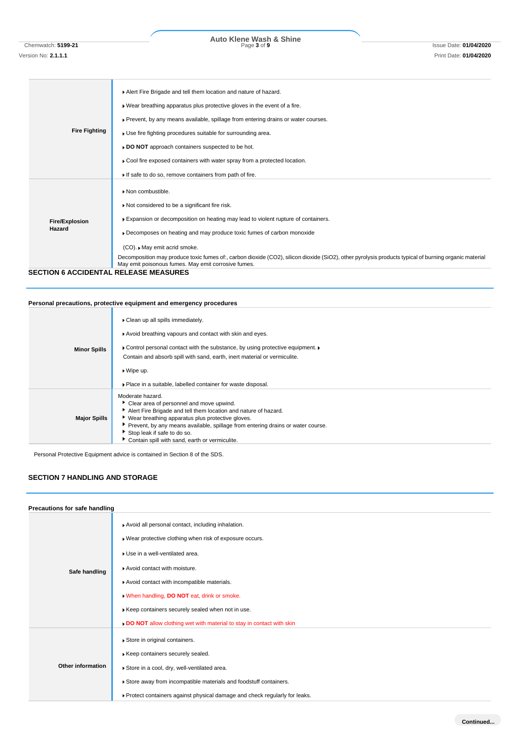| | |
|---|---|
| **Fire Fighting** | Alert Fire Brigade and tell them location and nature of hazard.<br>Wear breathing apparatus plus protective gloves in the event of a fire.<br>Prevent, by any means available, spillage from entering drains or water courses.<br>Use fire fighting procedures suitable for surrounding area.<br>**DO NOT** approach containers suspected to be hot.<br>Cool fire exposed containers with water spray from a protected location.<br>If safe to do so, remove containers from path of fire. |
| **Fire/Explosion Hazard** | Non combustible.<br>Not considered to be a significant fire risk.<br>Expansion or decomposition on heating may lead to violent rupture of containers.<br>Decomposes on heating and may produce toxic fumes of carbon monoxide (CO). May emit acrid smoke.<br>Decomposition may produce toxic fumes of:, carbon dioxide ($CO_2$), silicon dioxide ($SiO_2$), other pyrolysis products typical of burning organic material<br>May emit poisonous fumes. May emit corrosive fumes. |

## SECTION 6 ACCIDENTAL RELEASE MEASURES

### Personal precautions, protective equipment and emergency procedures

| | |
|---|---|
| **Minor Spills** | Clean up all spills immediately.<br>Avoid breathing vapours and contact with skin and eyes.<br>Control personal contact with the substance, by using protective equipment.<br>Contain and absorb spill with sand, earth, inert material or vermiculite.<br>Wipe up.<br>Place in a suitable, labelled container for waste disposal. |
| **Major Spills** | Moderate hazard.<br>Clear area of personnel and move upwind.<br>Alert Fire Brigade and tell them location and nature of hazard.<br>Wear breathing apparatus plus protective gloves.<br>Prevent, by any means available, spillage from entering drains or water course.<br>Stop leak if safe to do so.<br>Contain spill with sand, earth or vermiculite. |

Personal Protective Equipment advice is contained in Section 8 of the SDS.

## SECTION 7 HANDLING AND STORAGE

### Precautions for safe handling

| | |
|---|---|
| **Safe handling** | Avoid all personal contact, including inhalation.<br>Wear protective clothing when risk of exposure occurs.<br>Use in a well-ventilated area.<br>Avoid contact with moisture.<br>Avoid contact with incompatible materials.<br>When handling, **DO NOT** eat, drink or smoke.<br>Keep containers securely sealed when not in use.<br>**DO NOT** allow clothing wet with material to stay in contact with skin |
| **Other information** | Store in original containers.<br>Keep containers securely sealed.<br>Store in a cool, dry, well-ventilated area.<br>Store away from incompatible materials and foodstuff containers.<br>Protect containers against physical damage and check regularly for leaks. |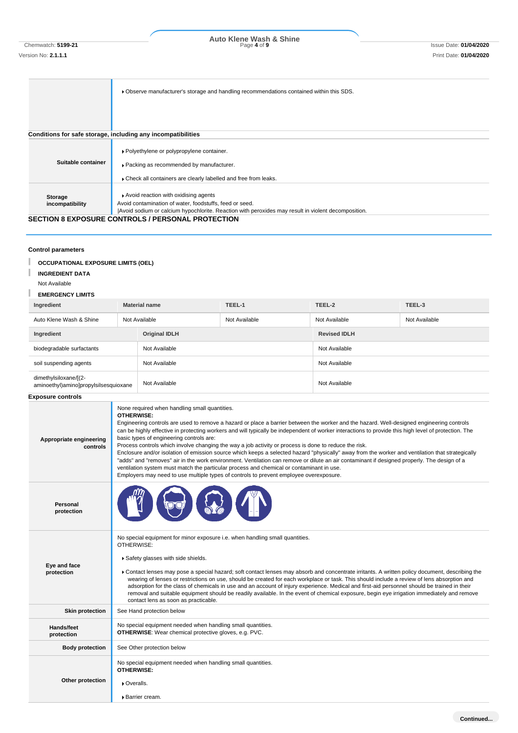| | |
|---|---|
| | Observe manufacturer's storage and handling recommendations contained within this SDS. |

### Conditions for safe storage, including any incompatibilities

| | |
|---|---|
| **Suitable container** | Polyethylene or polypropylene container.<br>Packing as recommended by manufacturer.<br>Check all containers are clearly labelled and free from leaks. |
| **Storage incompatibility** | Avoid reaction with oxidising agents<br>Avoid contamination of water, foodstuffs, feed or seed.<br>\|Avoid sodium or calcium hypochlorite. Reaction with peroxides may result in violent decomposition. |

## SECTION 8 EXPOSURE CONTROLS / PERSONAL PROTECTION

### Control parameters

**OCCUPATIONAL EXPOSURE LIMITS (OEL)**

**INGREDIENT DATA**

Not Available

**EMERGENCY LIMITS**

| Ingredient | Material name | TEEL-1 | TEEL-2 | TEEL-3 |
|---|---|---|---|---|
| Auto Klene Wash & Shine | Not Available | Not Available | Not Available | Not Available |

| Ingredient | Original IDLH | Revised IDLH |
|---|---|---|
| biodegradable surfactants | Not Available | Not Available |
| soil suspending agents | Not Available | Not Available |
| dimethylsiloxane/[(2-aminoethyl)amino]propylsilsesquioxane | Not Available | Not Available |

### Exposure controls

| | |
|---|---|
| **Appropriate engineering controls** | None required when handling small quantities.<br>**OTHERWISE:**<br>Engineering controls are used to remove a hazard or place a barrier between the worker and the hazard. Well-designed engineering controls can be highly effective in protecting workers and will typically be independent of worker interactions to provide this high level of protection. The basic types of engineering controls are:<br>Process controls which involve changing the way a job activity or process is done to reduce the risk.<br>Enclosure and/or isolation of emission source which keeps a selected hazard "physically" away from the worker and ventilation that strategically "adds" and "removes" air in the work environment. Ventilation can remove or dilute an air contaminant if designed properly. The design of a ventilation system must match the particular process and chemical or contaminant in use.<br>Employers may need to use multiple types of controls to prevent employee overexposure. |
| **Personal protection** | |
| **Eye and face protection** | No special equipment for minor exposure i.e. when handling small quantities.<br>OTHERWISE:<br>Safety glasses with side shields.<br>Contact lenses may pose a special hazard; soft contact lenses may absorb and concentrate irritants. A written policy document, describing the wearing of lenses or restrictions on use, should be created for each workplace or task. This should include a review of lens absorption and adsorption for the class of chemicals in use and an account of injury experience. Medical and first-aid personnel should be trained in their removal and suitable equipment should be readily available. In the event of chemical exposure, begin eye irrigation immediately and remove contact lens as soon as practicable. |
| **Skin protection** | See Hand protection below |
| **Hands/feet protection** | No special equipment needed when handling small quantities.<br>**OTHERWISE**: Wear chemical protective gloves, e.g. PVC. |
| **Body protection** | See Other protection below |
| **Other protection** | No special equipment needed when handling small quantities.<br>**OTHERWISE:**<br>Overalls.<br>Barrier cream. |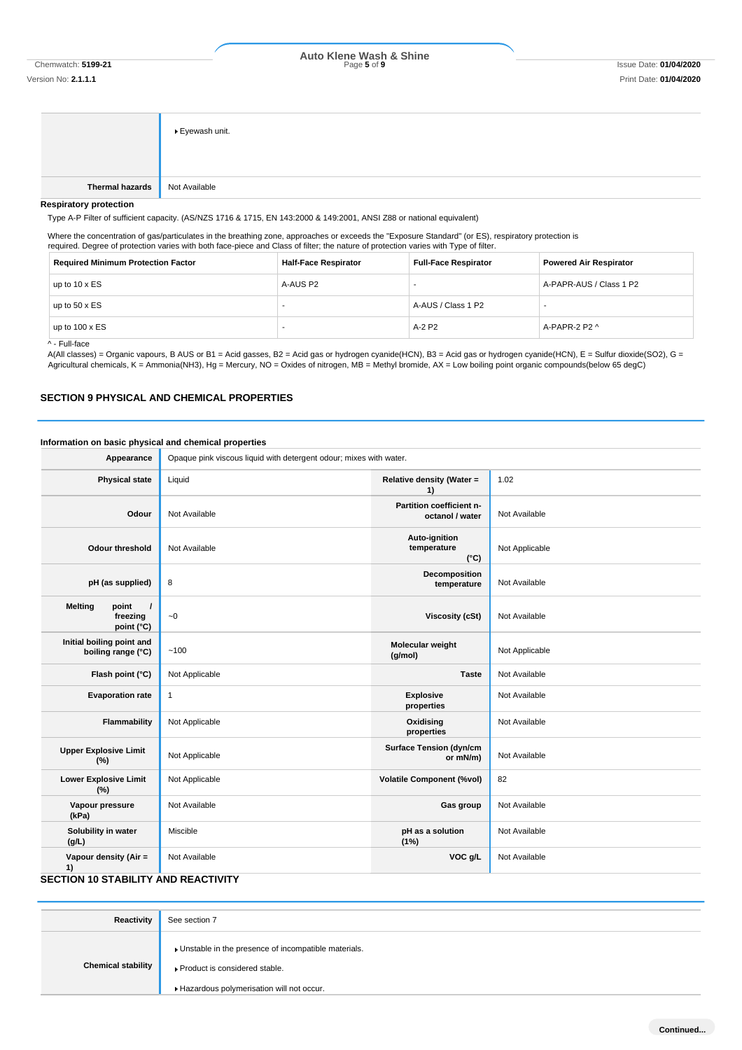| | |
|---|---|
| | ▸ Eyewash unit. |
| **Thermal hazards** | Not Available |

**Respiratory protection**

Type A-P Filter of sufficient capacity. (AS/NZS 1716 & 1715, EN 143:2000 & 149:2001, ANSI Z88 or national equivalent)

Where the concentration of gas/particulates in the breathing zone, approaches or exceeds the "Exposure Standard" (or ES), respiratory protection is required. Degree of protection varies with both face-piece and Class of filter; the nature of protection varies with Type of filter.

| Required Minimum Protection Factor | Half-Face Respirator | Full-Face Respirator | Powered Air Respirator |
|---|---|---|---|
| up to 10 x ES | A-AUS P2 | - | A-PAPR-AUS / Class 1 P2 |
| up to 50 x ES | - | A-AUS / Class 1 P2 | - |
| up to 100 x ES | - | A-2 P2 | A-PAPR-2 P2 ^ |

^ - Full-face

A(All classes) = Organic vapours, B AUS or B1 = Acid gasses, B2 = Acid gas or hydrogen cyanide(HCN), B3 = Acid gas or hydrogen cyanide(HCN), E = Sulfur dioxide(SO2), G = Agricultural chemicals, K = Ammonia(NH3), Hg = Mercury, NO = Oxides of nitrogen, MB = Methyl bromide, AX = Low boiling point organic compounds(below 65 degC)

## SECTION 9 PHYSICAL AND CHEMICAL PROPERTIES

**Information on basic physical and chemical properties**

| | | | |
|---|---|---|---|
| **Appearance** | Opaque pink viscous liquid with detergent odour; mixes with water. | | |
| **Physical state** | Liquid | **Relative density (Water = 1)** | 1.02 |
| **Odour** | Not Available | **Partition coefficient n-octanol / water** | Not Available |
| **Odour threshold** | Not Available | **Auto-ignition temperature (°C)** | Not Applicable |
| **pH (as supplied)** | 8 | **Decomposition temperature** | Not Available |
| **Melting point / freezing point (°C)** | ~0 | **Viscosity (cSt)** | Not Available |
| **Initial boiling point and boiling range (°C)** | ~100 | **Molecular weight (g/mol)** | Not Applicable |
| **Flash point (°C)** | Not Applicable | **Taste** | Not Available |
| **Evaporation rate** | 1 | **Explosive properties** | Not Available |
| **Flammability** | Not Applicable | **Oxidising properties** | Not Available |
| **Upper Explosive Limit (%)** | Not Applicable | **Surface Tension (dyn/cm or mN/m)** | Not Available |
| **Lower Explosive Limit (%)** | Not Applicable | **Volatile Component (%vol)** | 82 |
| **Vapour pressure (kPa)** | Not Available | **Gas group** | Not Available |
| **Solubility in water (g/L)** | Miscible | **pH as a solution (1%)** | Not Available |
| **Vapour density (Air = 1)** | Not Available | **VOC g/L** | Not Available |

## SECTION 10 STABILITY AND REACTIVITY

| | |
|---|---|
| **Reactivity** | See section 7 |
| **Chemical stability** | ▸ Unstable in the presence of incompatible materials.<br>▸ Product is considered stable.<br>▸ Hazardous polymerisation will not occur. |

Continued...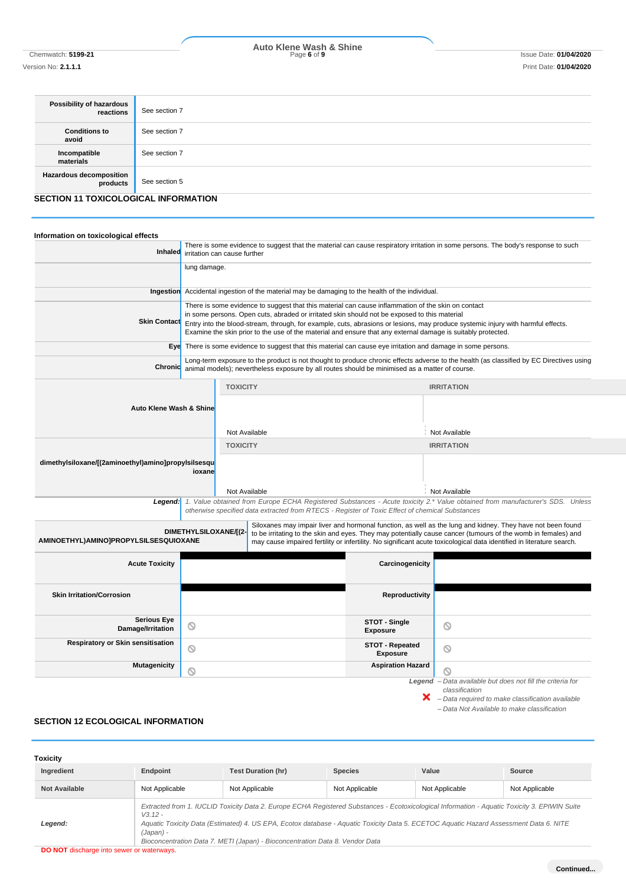| | |
|---|---|
| **Possibility of hazardous reactions** | See section 7 |
| **Conditions to avoid** | See section 7 |
| **Incompatible materials** | See section 7 |
| **Hazardous decomposition products** | See section 5 |

## SECTION 11 TOXICOLOGICAL INFORMATION

### Information on toxicological effects

| | |
|---|---|
| **Inhaled** | There is some evidence to suggest that the material can cause respiratory irritation in some persons. The body's response to such irritation can cause further lung damage. |
| **Ingestion** | Accidental ingestion of the material may be damaging to the health of the individual. |
| **Skin Contact** | There is some evidence to suggest that this material can cause inflammation of the skin on contact in some persons. Open cuts, abraded or irritated skin should not be exposed to this material. Entry into the blood-stream, through, for example, cuts, abrasions or lesions, may produce systemic injury with harmful effects. Examine the skin prior to the use of the material and ensure that any external damage is suitably protected. |
| **Eye** | There is some evidence to suggest that this material can cause eye irritation and damage in some persons. |
| **Chronic** | Long-term exposure to the product is not thought to produce chronic effects adverse to the health (as classified by EC Directives using animal models); nevertheless exposure by all routes should be minimised as a matter of course. |

| | TOXICITY | IRRITATION |
|---|---|---|
| **Auto Klene Wash & Shine** | Not Available | Not Available |
| **dimethylsiloxane/[(2aminoethyl)amino]propylsilsesquioxane** | Not Available | Not Available |

**Legend:** *1. Value obtained from Europe ECHA Registered Substances - Acute toxicity 2.* Value obtained from manufacturer's SDS. Unless otherwise specified data extracted from RTECS - Register of Toxic Effect of chemical Substances*

| | |
|---|---|
| **DIMETHYLSILOXANE/[(2-AMINOETHYL)AMINO]PROPYLSILSESQUIOXANE** | Siloxanes may impair liver and hormonal function, as well as the lung and kidney. They have not been found to be irritating to the skin and eyes. They may potentially cause cancer (tumours of the womb in females) and may cause impaired fertility or infertility. No significant acute toxicological data identified in literature search. |

| | | | |
|---|---|---|---|
| **Acute Toxicity** | | **Carcinogenicity** | |
| **Skin Irritation/Corrosion** | | **Reproductivity** | |
| **Serious Eye Damage/Irritation** | ⊘ | **STOT - Single Exposure** | ⊘ |
| **Respiratory or Skin sensitisation** | ⊘ | **STOT - Repeated Exposure** | ⊘ |
| **Mutagenicity** | ⊘ | **Aspiration Hazard** | ⊘ |

*Legend:* – *Data available but does not fill the criteria for classification*
✗ – *Data required to make classification available*
⊘ – *Data Not Available to make classification*

## SECTION 12 ECOLOGICAL INFORMATION

### Toxicity

| Ingredient | Endpoint | Test Duration (hr) | Species | Value | Source |
|---|---|---|---|---|---|
| **Not Available** | Not Applicable | Not Applicable | Not Applicable | Not Applicable | Not Applicable |
| ***Legend:*** | *Extracted from 1. IUCLID Toxicity Data 2. Europe ECHA Registered Substances - Ecotoxicological Information - Aquatic Toxicity 3. EPIWIN Suite V3.12 - Aquatic Toxicity Data (Estimated) 4. US EPA, Ecotox database - Aquatic Toxicity Data 5. ECETOC Aquatic Hazard Assessment Data 6. NITE (Japan) - Bioconcentration Data 7. METI (Japan) - Bioconcentration Data 8. Vendor Data* | | | | |

**DO NOT** discharge into sewer or waterways.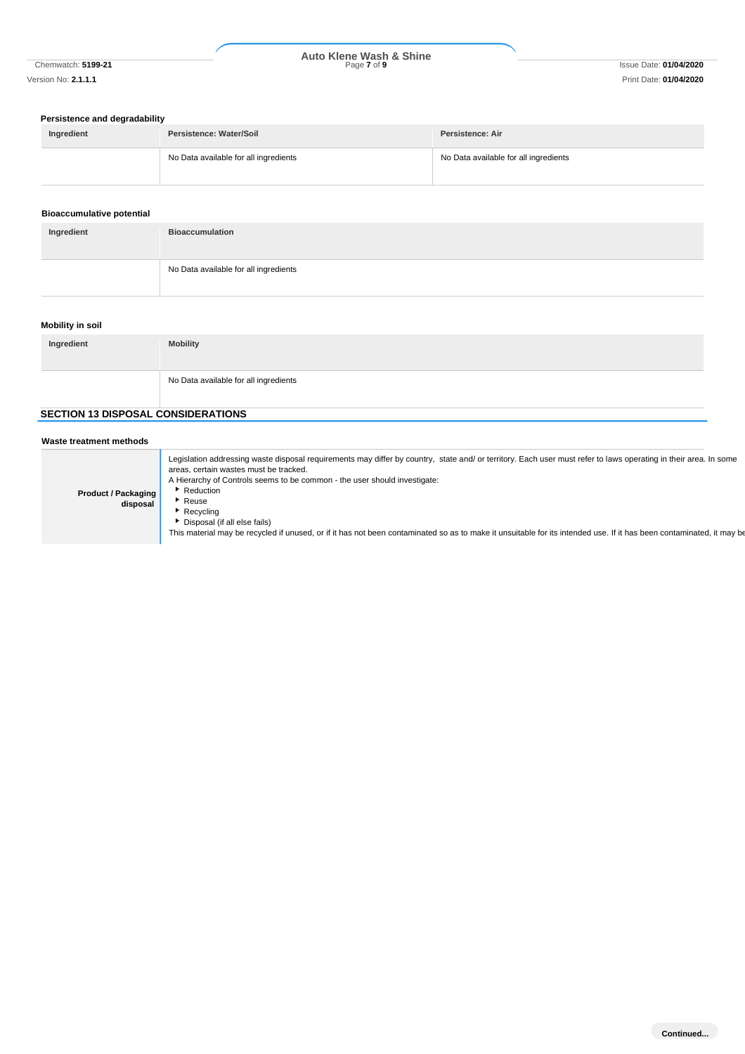### Persistence and degradability

| Ingredient | Persistence: Water/Soil | Persistence: Air |
|---|---|---|
| | No Data available for all ingredients | No Data available for all ingredients |

### Bioaccumulative potential

| Ingredient | Bioaccumulation |
|---|---|
| | No Data available for all ingredients |

### Mobility in soil

| Ingredient | Mobility |
|---|---|
| | No Data available for all ingredients |

## SECTION 13 DISPOSAL CONSIDERATIONS

### Waste treatment methods

| | |
|---|---|
| **Product / Packaging disposal** | Legislation addressing waste disposal requirements may differ by country, state and/ or territory. Each user must refer to laws operating in their area. In some areas, certain wastes must be tracked.<br>A Hierarchy of Controls seems to be common - the user should investigate:<br>▸ Reduction<br>▸ Reuse<br>▸ Recycling<br>▸ Disposal (if all else fails)<br>This material may be recycled if unused, or if it has not been contaminated so as to make it unsuitable for its intended use. If it has been contaminated, it may be |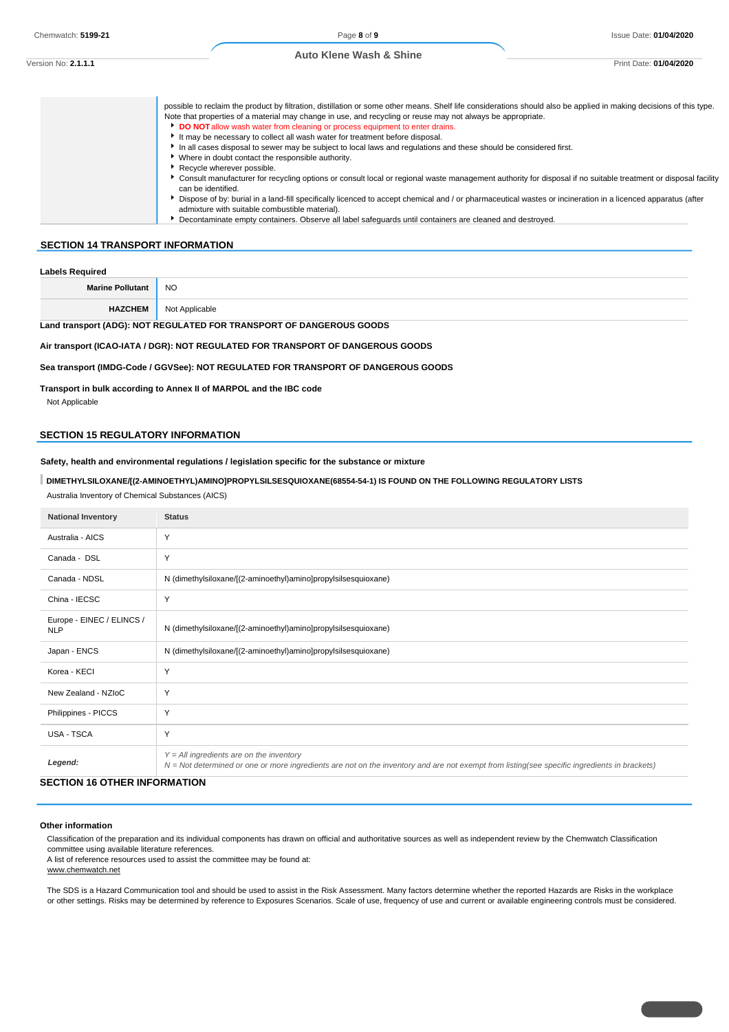| | possible to reclaim the product by filtration, distillation or some other means. Shelf life considerations should also be applied in making decisions of this type. Note that properties of a material may change in use, and recycling or reuse may not always be appropriate.<br>- **DO NOT** allow wash water from cleaning or process equipment to enter drains.<br>- It may be necessary to collect all wash water for treatment before disposal.<br>- In all cases disposal to sewer may be subject to local laws and regulations and these should be considered first.<br>- Where in doubt contact the responsible authority.<br>- Recycle wherever possible.<br>- Consult manufacturer for recycling options or consult local or regional waste management authority for disposal if no suitable treatment or disposal facility can be identified.<br>- Dispose of by: burial in a land-fill specifically licenced to accept chemical and / or pharmaceutical wastes or incineration in a licenced apparatus (after admixture with suitable combustible material).<br>- Decontaminate empty containers. Observe all label safeguards until containers are cleaned and destroyed. |
|---|---|

## SECTION 14 TRANSPORT INFORMATION

**Labels Required**

| | |
|---|---|
| **Marine Pollutant** | NO |
| **HAZCHEM** | Not Applicable |

**Land transport (ADG): NOT REGULATED FOR TRANSPORT OF DANGEROUS GOODS**

**Air transport (ICAO-IATA / DGR): NOT REGULATED FOR TRANSPORT OF DANGEROUS GOODS**

**Sea transport (IMDG-Code / GGVSee): NOT REGULATED FOR TRANSPORT OF DANGEROUS GOODS**

**Transport in bulk according to Annex II of MARPOL and the IBC code**

Not Applicable

## SECTION 15 REGULATORY INFORMATION

**Safety, health and environmental regulations / legislation specific for the substance or mixture**

**DIMETHYLSILOXANE/[(2-AMINOETHYL)AMINO]PROPYLSILSESQUIOXANE(68554-54-1) IS FOUND ON THE FOLLOWING REGULATORY LISTS**

Australia Inventory of Chemical Substances (AICS)

| National Inventory | Status |
|---|---|
| Australia - AICS | Y |
| Canada - DSL | Y |
| Canada - NDSL | N (dimethylsiloxane/[(2-aminoethyl)amino]propylsilsesquioxane) |
| China - IECSC | Y |
| Europe - EINEC / ELINCS / NLP | N (dimethylsiloxane/[(2-aminoethyl)amino]propylsilsesquioxane) |
| Japan - ENCS | N (dimethylsiloxane/[(2-aminoethyl)amino]propylsilsesquioxane) |
| Korea - KECI | Y |
| New Zealand - NZIoC | Y |
| Philippines - PICCS | Y |
| USA - TSCA | Y |
| *Legend:* | *Y = All ingredients are on the inventory*<br>*N = Not determined or one or more ingredients are not on the inventory and are not exempt from listing(see specific ingredients in brackets)* |

## SECTION 16 OTHER INFORMATION

**Other information**

Classification of the preparation and its individual components has drawn on official and authoritative sources as well as independent review by the Chemwatch Classification committee using available literature references.

A list of reference resources used to assist the committee may be found at:

www.chemwatch.net

The SDS is a Hazard Communication tool and should be used to assist in the Risk Assessment. Many factors determine whether the reported Hazards are Risks in the workplace or other settings. Risks may be determined by reference to Exposures Scenarios. Scale of use, frequency of use and current or available engineering controls must be considered.